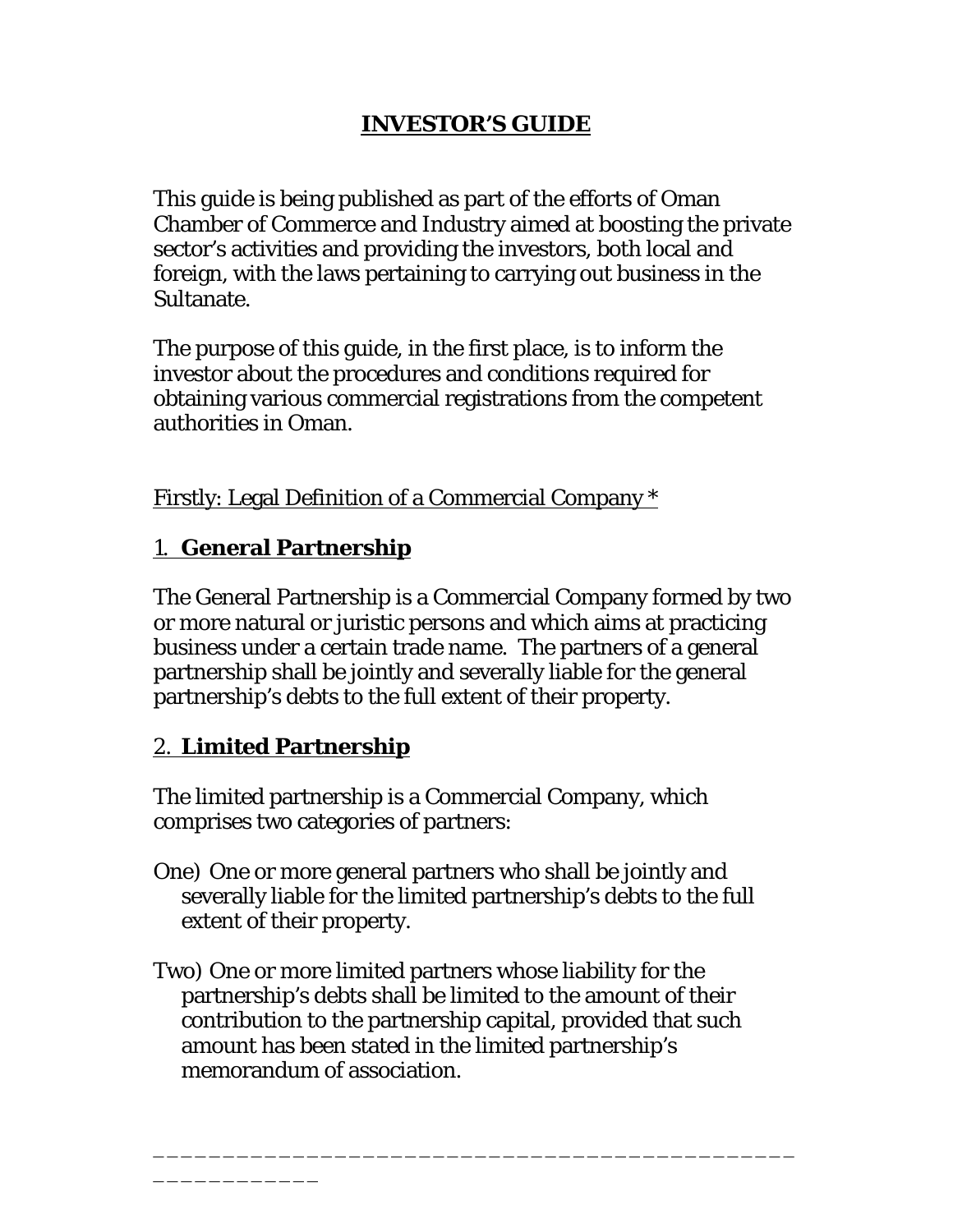# **INVESTOR'S GUIDE**

This guide is being published as part of the efforts of Oman Chamber of Commerce and Industry aimed at boosting the private sector's activities and providing the investors, both local and foreign, with the laws pertaining to carrying out business in the Sultanate.

The purpose of this guide, in the first place, is to inform the investor about the procedures and conditions required for obtaining various commercial registrations from the competent authorities in Oman.

Firstly: Legal Definition of a Commercial Company *

## 1. **General Partnership**

The General Partnership is a Commercial Company formed by two or more natural or juristic persons and which aims at practicing business under a certain trade name. The partners of a general partnership shall be jointly and severally liable for the general partnership's debts to the full extent of their property.

## 2. **Limited Partnership**

The limited partnership is a Commercial Company, which comprises two categories of partners:

One) One or more general partners who shall be jointly and severally liable for the limited partnership's debts to the full extent of their property.

Two) One or more limited partners whose liability for the partnership's debts shall be limited to the amount of their contribution to the partnership capital, provided that such amount has been stated in the limited partnership's memorandum of association.

---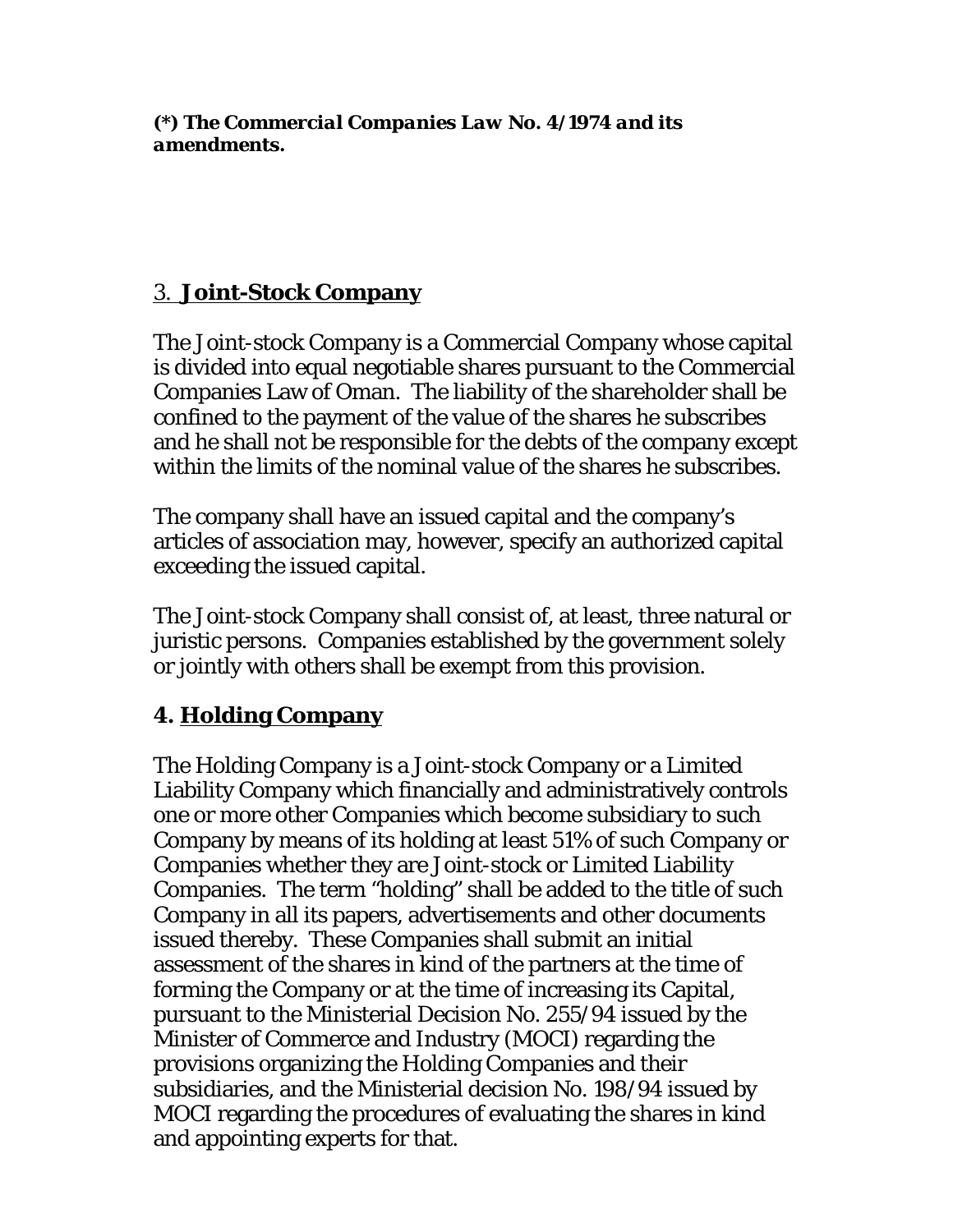***(\*) The Commercial Companies Law No. 4/1974 and its amendments.***

## 3. **Joint-Stock Company**

The Joint-stock Company is a Commercial Company whose capital is divided into equal negotiable shares pursuant to the Commercial Companies Law of Oman. The liability of the shareholder shall be confined to the payment of the value of the shares he subscribes and he shall not be responsible for the debts of the company except within the limits of the nominal value of the shares he subscribes.

The company shall have an issued capital and the company's articles of association may, however, specify an authorized capital exceeding the issued capital.

The Joint-stock Company shall consist of, at least, three natural or juristic persons. Companies established by the government solely or jointly with others shall be exempt from this provision.

## **4. Holding Company**

The Holding Company is a Joint-stock Company or a Limited Liability Company which financially and administratively controls one or more other Companies which become subsidiary to such Company by means of its holding at least 51% of such Company or Companies whether they are Joint-stock or Limited Liability Companies. The term "holding" shall be added to the title of such Company in all its papers, advertisements and other documents issued thereby. These Companies shall submit an initial assessment of the shares in kind of the partners at the time of forming the Company or at the time of increasing its Capital, pursuant to the Ministerial Decision No. 255/94 issued by the Minister of Commerce and Industry (MOCI) regarding the provisions organizing the Holding Companies and their subsidiaries, and the Ministerial decision No. 198/94 issued by MOCI regarding the procedures of evaluating the shares in kind and appointing experts for that.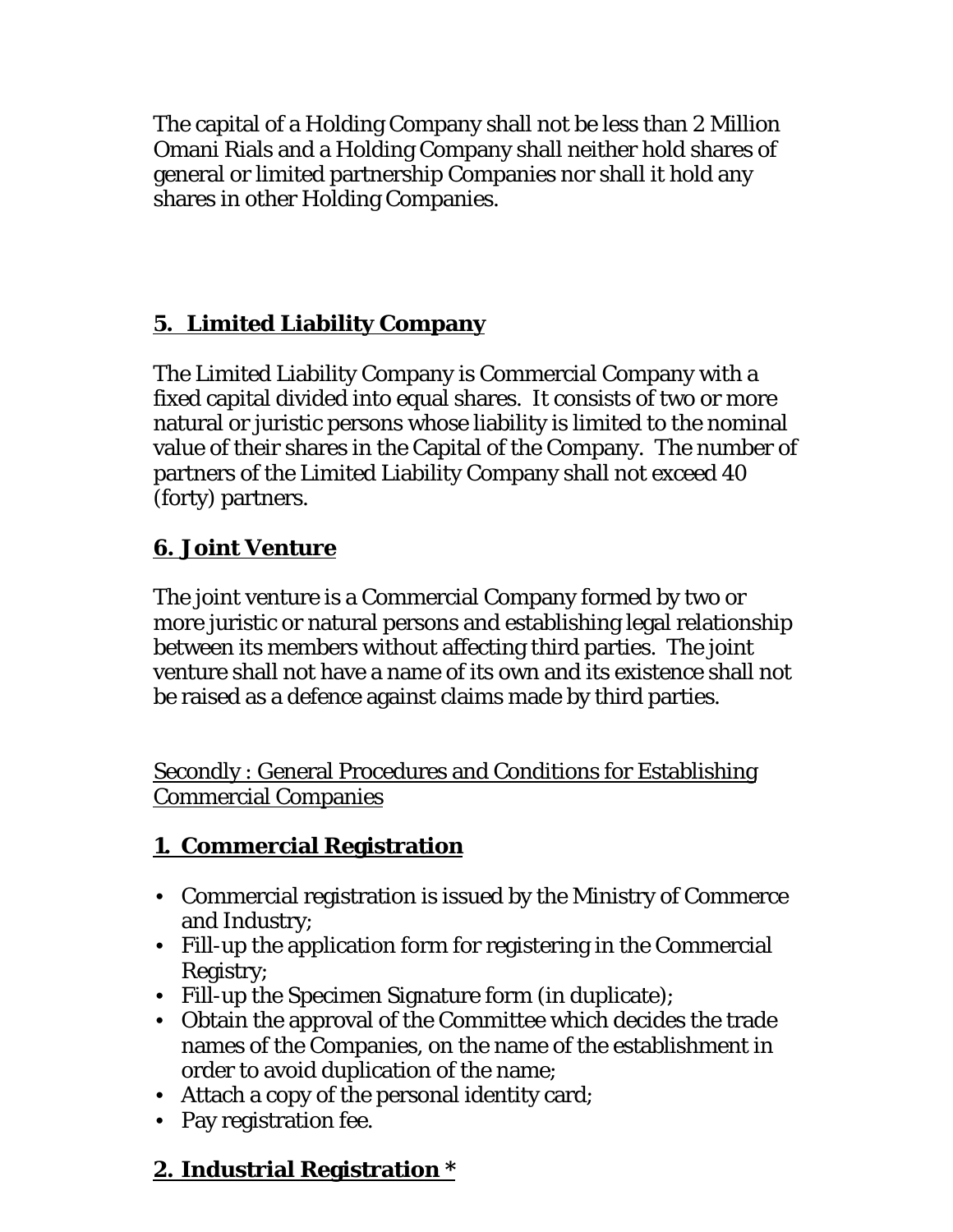The capital of a Holding Company shall not be less than 2 Million Omani Rials and a Holding Company shall neither hold shares of general or limited partnership Companies nor shall it hold any shares in other Holding Companies.

## 5. Limited Liability Company

The Limited Liability Company is Commercial Company with a fixed capital divided into equal shares. It consists of two or more natural or juristic persons whose liability is limited to the nominal value of their shares in the Capital of the Company. The number of partners of the Limited Liability Company shall not exceed 40 (forty) partners.

## 6. Joint Venture

The joint venture is a Commercial Company formed by two or more juristic or natural persons and establishing legal relationship between its members without affecting third parties. The joint venture shall not have a name of its own and its existence shall not be raised as a defence against claims made by third parties.

# Secondly : General Procedures and Conditions for Establishing Commercial Companies

## 1. Commercial Registration

- Commercial registration is issued by the Ministry of Commerce and Industry;
- Fill-up the application form for registering in the Commercial Registry;
- Fill-up the Specimen Signature form (in duplicate);
- Obtain the approval of the Committee which decides the trade names of the Companies, on the name of the establishment in order to avoid duplication of the name;
- Attach a copy of the personal identity card;
- Pay registration fee.

## 2. Industrial Registration *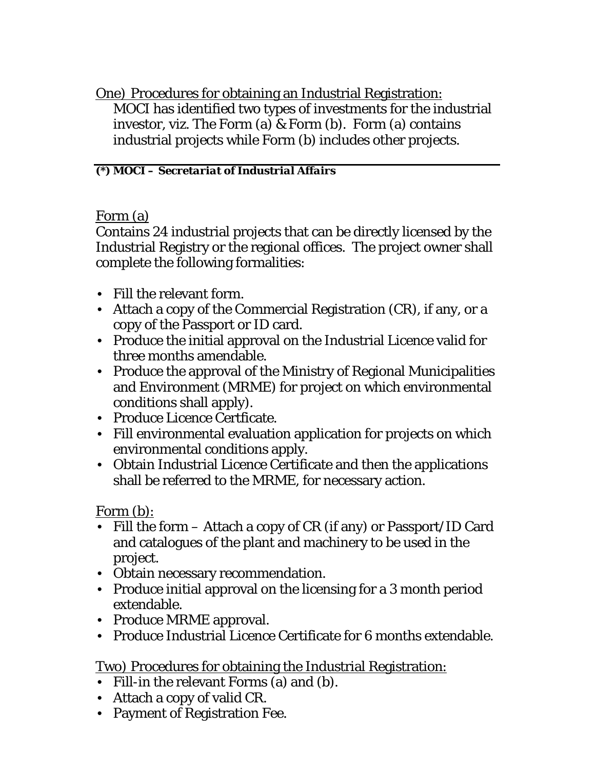<u>One) Procedures for obtaining an Industrial Registration:</u>

MOCI has identified two types of investments for the industrial investor, viz. The Form (a) & Form (b). Form (a) contains industrial projects while Form (b) includes other projects.

***(\*) MOCI – Secretariat of Industrial Affairs***

<u>Form (a)</u>

Contains 24 industrial projects that can be directly licensed by the Industrial Registry or the regional offices. The project owner shall complete the following formalities:

- Fill the relevant form.
- Attach a copy of the Commercial Registration (CR), if any, or a copy of the Passport or ID card.
- Produce the initial approval on the Industrial Licence valid for three months amendable.
- Produce the approval of the Ministry of Regional Municipalities and Environment (MRME) for project on which environmental conditions shall apply).
- Produce Licence Certficate.
- Fill environmental evaluation application for projects on which environmental conditions apply.
- Obtain Industrial Licence Certificate and then the applications shall be referred to the MRME, for necessary action.

<u>Form (b):</u>

- Fill the form – Attach a copy of CR (if any) or Passport/ID Card and catalogues of the plant and machinery to be used in the project.
- Obtain necessary recommendation.
- Produce initial approval on the licensing for a 3 month period extendable.
- Produce MRME approval.
- Produce Industrial Licence Certificate for 6 months extendable.

<u>Two) Procedures for obtaining the Industrial Registration:</u>

- Fill-in the relevant Forms (a) and (b).
- Attach a copy of valid CR.
- Payment of Registration Fee.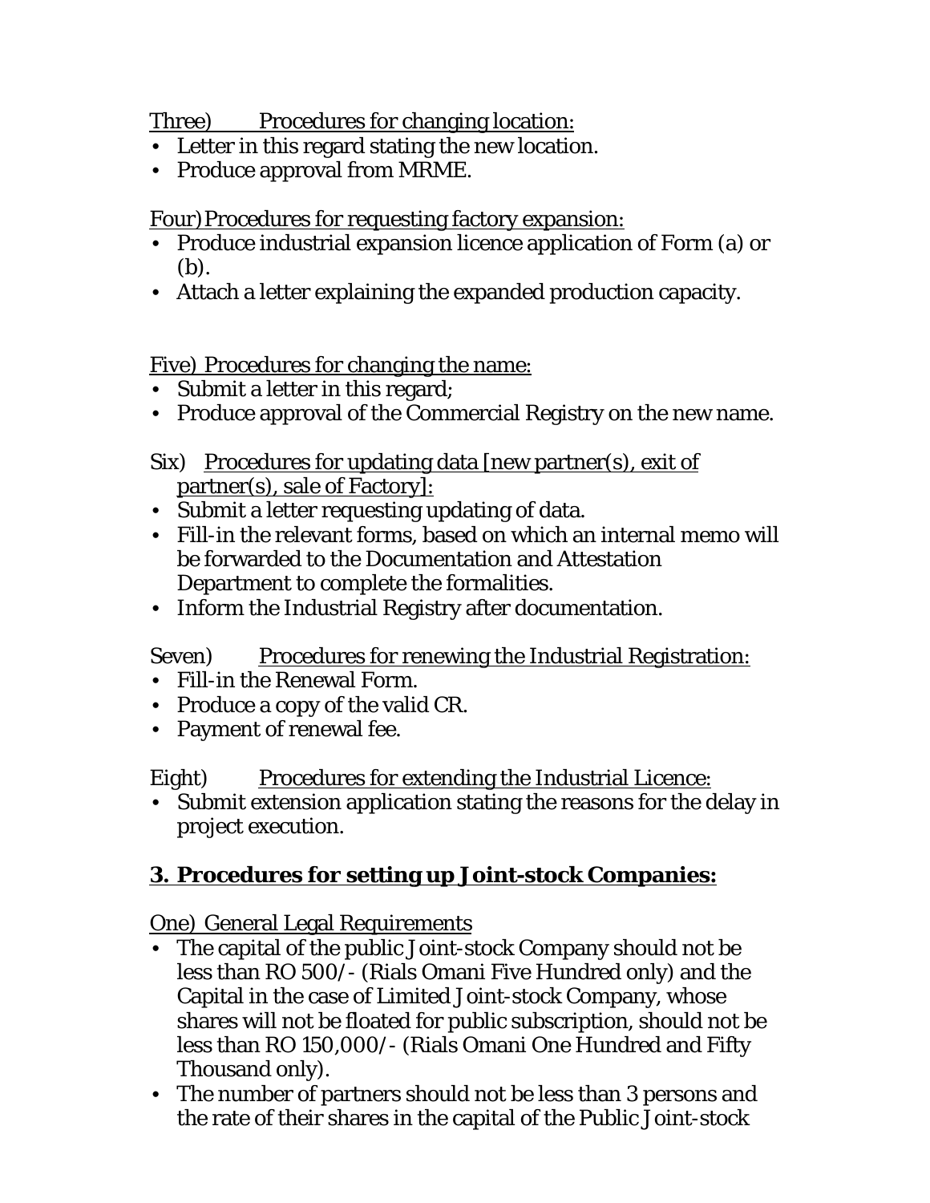Three) Procedures for changing location:

- Letter in this regard stating the new location.
- Produce approval from MRME.

Four) Procedures for requesting factory expansion:

- Produce industrial expansion licence application of Form (a) or (b).
- Attach a letter explaining the expanded production capacity.

Five) Procedures for changing the name:

- Submit a letter in this regard;
- Produce approval of the Commercial Registry on the new name.

Six) Procedures for updating data [new partner(s), exit of partner(s), sale of Factory]:

- Submit a letter requesting updating of data.
- Fill-in the relevant forms, based on which an internal memo will be forwarded to the Documentation and Attestation Department to complete the formalities.
- Inform the Industrial Registry after documentation.

Seven) Procedures for renewing the Industrial Registration:

- Fill-in the Renewal Form.
- Produce a copy of the valid CR.
- Payment of renewal fee.

Eight) Procedures for extending the Industrial Licence:

- Submit extension application stating the reasons for the delay in project execution.

## 3. Procedures for setting up Joint-stock Companies:

One) General Legal Requirements

- The capital of the public Joint-stock Company should not be less than RO 500/- (Rials Omani Five Hundred only) and the Capital in the case of Limited Joint-stock Company, whose shares will not be floated for public subscription, should not be less than RO 150,000/- (Rials Omani One Hundred and Fifty Thousand only).
- The number of partners should not be less than 3 persons and the rate of their shares in the capital of the Public Joint-stock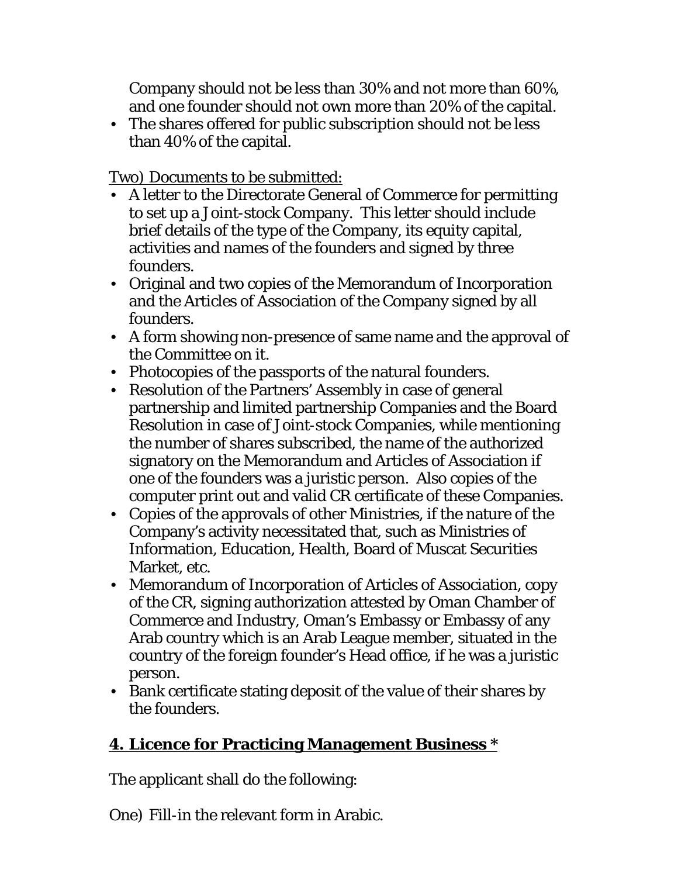Company should not be less than 30% and not more than 60%, and one founder should not own more than 20% of the capital.

- The shares offered for public subscription should not be less than 40% of the capital.

Two) Documents to be submitted:

- A letter to the Directorate General of Commerce for permitting to set up a Joint-stock Company. This letter should include brief details of the type of the Company, its equity capital, activities and names of the founders and signed by three founders.
- Original and two copies of the Memorandum of Incorporation and the Articles of Association of the Company signed by all founders.
- A form showing non-presence of same name and the approval of the Committee on it.
- Photocopies of the passports of the natural founders.
- Resolution of the Partners' Assembly in case of general partnership and limited partnership Companies and the Board Resolution in case of Joint-stock Companies, while mentioning the number of shares subscribed, the name of the authorized signatory on the Memorandum and Articles of Association if one of the founders was a juristic person. Also copies of the computer print out and valid CR certificate of these Companies.
- Copies of the approvals of other Ministries, if the nature of the Company's activity necessitated that, such as Ministries of Information, Education, Health, Board of Muscat Securities Market, etc.
- Memorandum of Incorporation of Articles of Association, copy of the CR, signing authorization attested by Oman Chamber of Commerce and Industry, Oman's Embassy or Embassy of any Arab country which is an Arab League member, situated in the country of the foreign founder's Head office, if he was a juristic person.
- Bank certificate stating deposit of the value of their shares by the founders.

## 4. Licence for Practicing Management Business *

The applicant shall do the following:

One) Fill-in the relevant form in Arabic.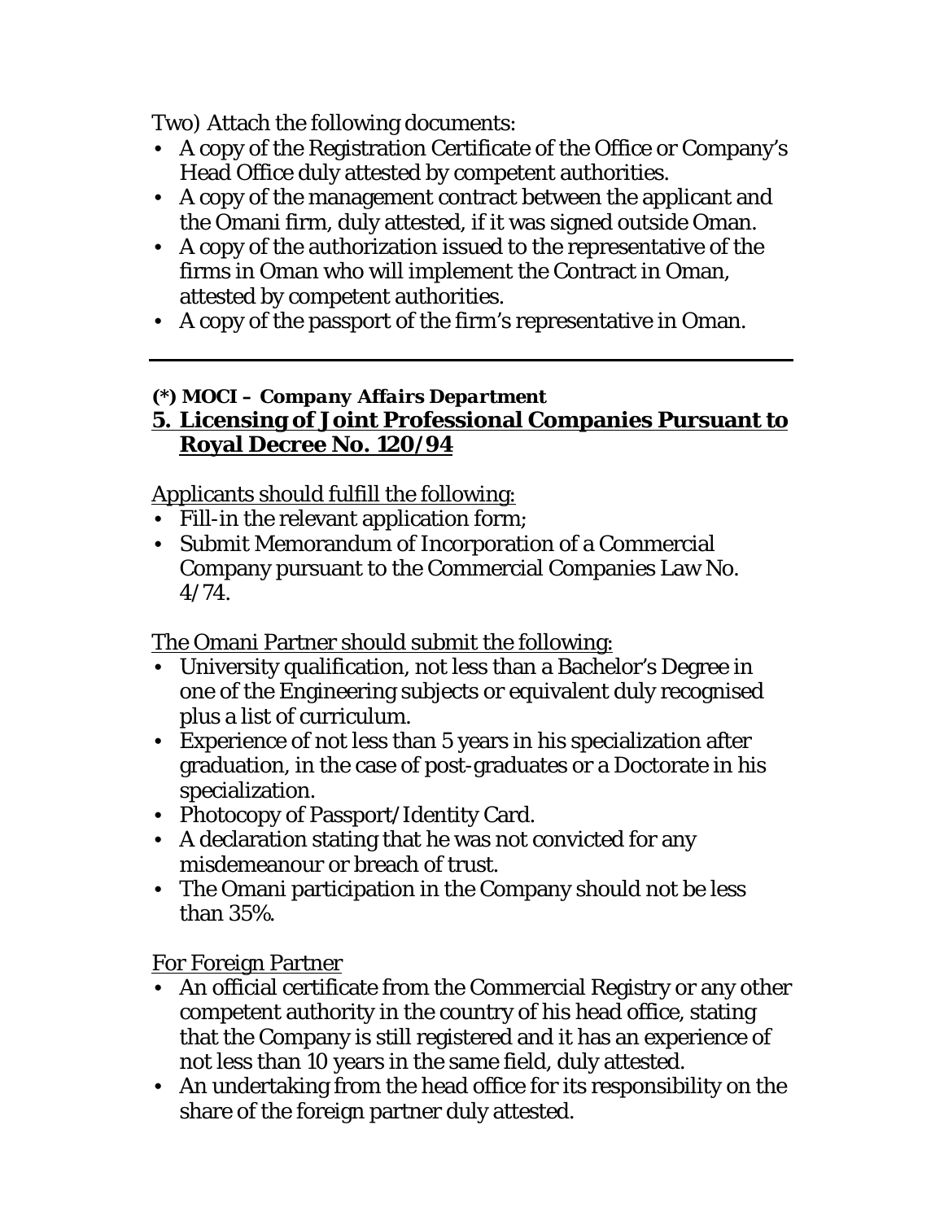Two) Attach the following documents:

- A copy of the Registration Certificate of the Office or Company's Head Office duly attested by competent authorities.
- A copy of the management contract between the applicant and the Omani firm, duly attested, if it was signed outside Oman.
- A copy of the authorization issued to the representative of the firms in Oman who will implement the Contract in Oman, attested by competent authorities.
- A copy of the passport of the firm's representative in Oman.

---

***(\*) MOCI – Company Affairs Department***

## 5. Licensing of Joint Professional Companies Pursuant to Royal Decree No. 120/94

Applicants should fulfill the following:

- Fill-in the relevant application form;
- Submit Memorandum of Incorporation of a Commercial Company pursuant to the Commercial Companies Law No. 4/74.

The Omani Partner should submit the following:

- University qualification, not less than a Bachelor's Degree in one of the Engineering subjects or equivalent duly recognised plus a list of curriculum.
- Experience of not less than 5 years in his specialization after graduation, in the case of post-graduates or a Doctorate in his specialization.
- Photocopy of Passport/Identity Card.
- A declaration stating that he was not convicted for any misdemeanour or breach of trust.
- The Omani participation in the Company should not be less than 35%.

For Foreign Partner

- An official certificate from the Commercial Registry or any other competent authority in the country of his head office, stating that the Company is still registered and it has an experience of not less than 10 years in the same field, duly attested.
- An undertaking from the head office for its responsibility on the share of the foreign partner duly attested.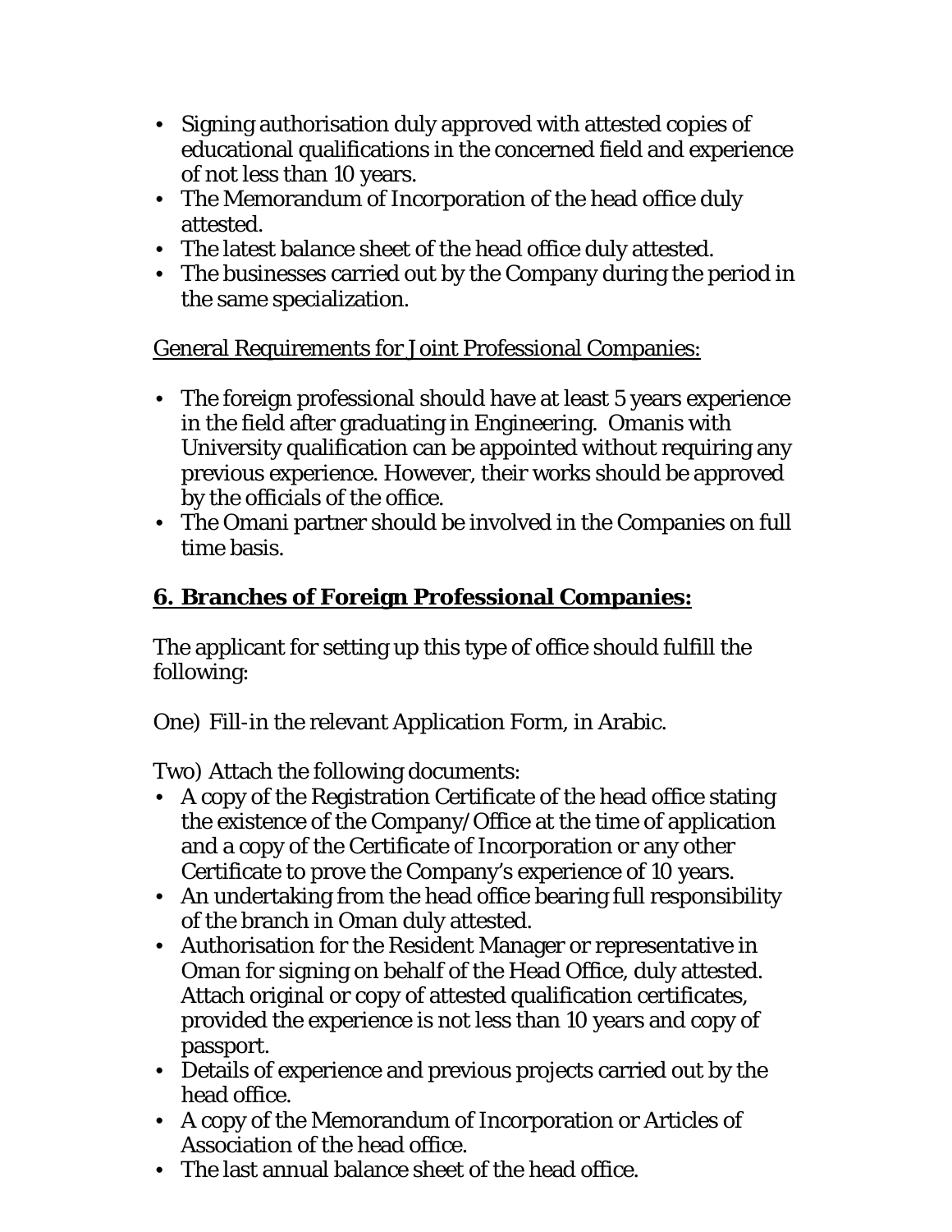- Signing authorisation duly approved with attested copies of educational qualifications in the concerned field and experience of not less than 10 years.
- The Memorandum of Incorporation of the head office duly attested.
- The latest balance sheet of the head office duly attested.
- The businesses carried out by the Company during the period in the same specialization.

General Requirements for Joint Professional Companies:

- The foreign professional should have at least 5 years experience in the field after graduating in Engineering. Omanis with University qualification can be appointed without requiring any previous experience. However, their works should be approved by the officials of the office.
- The Omani partner should be involved in the Companies on full time basis.

## 6. Branches of Foreign Professional Companies:

The applicant for setting up this type of office should fulfill the following:

One) Fill-in the relevant Application Form, in Arabic.

Two) Attach the following documents:

- A copy of the Registration Certificate of the head office stating the existence of the Company/Office at the time of application and a copy of the Certificate of Incorporation or any other Certificate to prove the Company's experience of 10 years.
- An undertaking from the head office bearing full responsibility of the branch in Oman duly attested.
- Authorisation for the Resident Manager or representative in Oman for signing on behalf of the Head Office, duly attested. Attach original or copy of attested qualification certificates, provided the experience is not less than 10 years and copy of passport.
- Details of experience and previous projects carried out by the head office.
- A copy of the Memorandum of Incorporation or Articles of Association of the head office.
- The last annual balance sheet of the head office.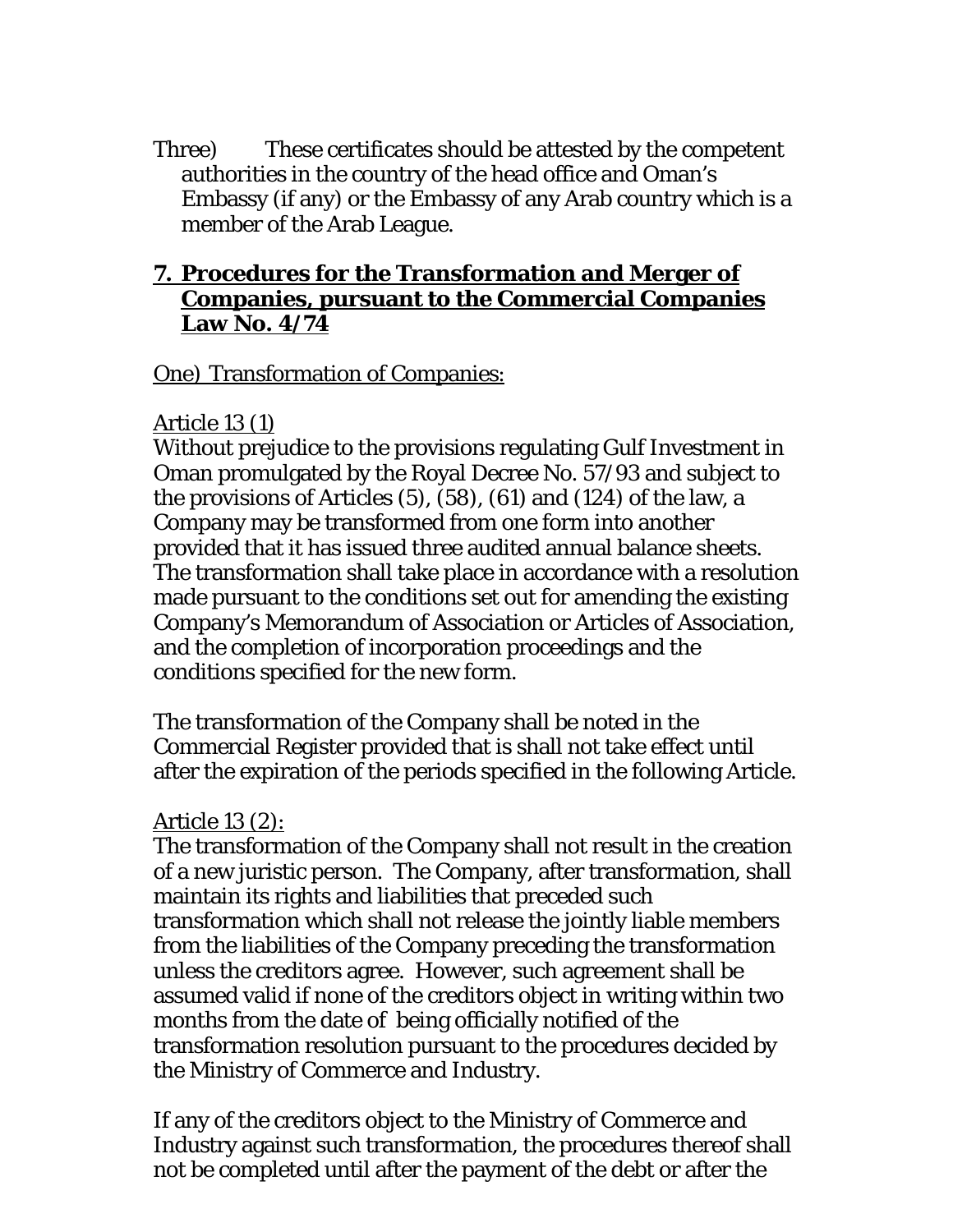Three) These certificates should be attested by the competent authorities in the country of the head office and Oman's Embassy (if any) or the Embassy of any Arab country which is a member of the Arab League.

## 7. Procedures for the Transformation and Merger of Companies, pursuant to the Commercial Companies Law No. 4/74

One) Transformation of Companies:

Article 13 (1)

Without prejudice to the provisions regulating Gulf Investment in Oman promulgated by the Royal Decree No. 57/93 and subject to the provisions of Articles (5), (58), (61) and (124) of the law, a Company may be transformed from one form into another provided that it has issued three audited annual balance sheets. The transformation shall take place in accordance with a resolution made pursuant to the conditions set out for amending the existing Company's Memorandum of Association or Articles of Association, and the completion of incorporation proceedings and the conditions specified for the new form.

The transformation of the Company shall be noted in the Commercial Register provided that is shall not take effect until after the expiration of the periods specified in the following Article.

Article 13 (2):

The transformation of the Company shall not result in the creation of a new juristic person. The Company, after transformation, shall maintain its rights and liabilities that preceded such transformation which shall not release the jointly liable members from the liabilities of the Company preceding the transformation unless the creditors agree. However, such agreement shall be assumed valid if none of the creditors object in writing within two months from the date of being officially notified of the transformation resolution pursuant to the procedures decided by the Ministry of Commerce and Industry.

If any of the creditors object to the Ministry of Commerce and Industry against such transformation, the procedures thereof shall not be completed until after the payment of the debt or after the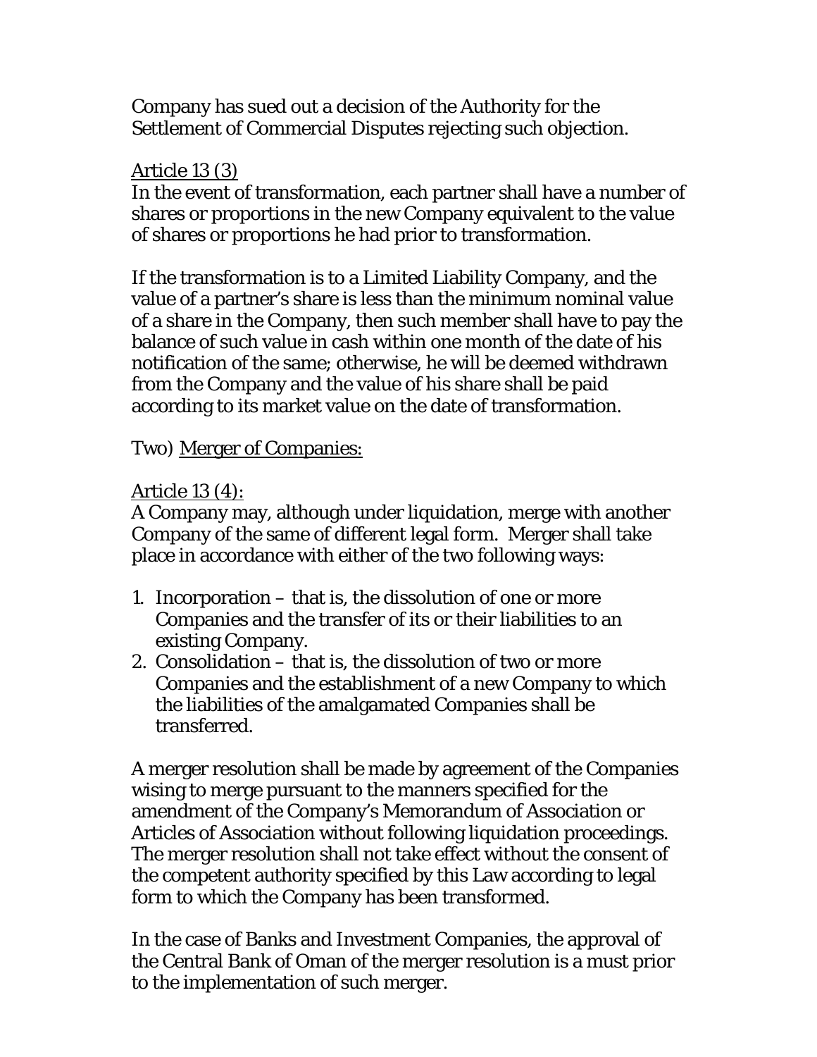Company has sued out a decision of the Authority for the Settlement of Commercial Disputes rejecting such objection.

Article 13 (3)

In the event of transformation, each partner shall have a number of shares or proportions in the new Company equivalent to the value of shares or proportions he had prior to transformation.

If the transformation is to a Limited Liability Company, and the value of a partner's share is less than the minimum nominal value of a share in the Company, then such member shall have to pay the balance of such value in cash within one month of the date of his notification of the same; otherwise, he will be deemed withdrawn from the Company and the value of his share shall be paid according to its market value on the date of transformation.

Two) Merger of Companies:

Article 13 (4):

A Company may, although under liquidation, merge with another Company of the same of different legal form. Merger shall take place in accordance with either of the two following ways:

1. Incorporation – that is, the dissolution of one or more Companies and the transfer of its or their liabilities to an existing Company.
2. Consolidation – that is, the dissolution of two or more Companies and the establishment of a new Company to which the liabilities of the amalgamated Companies shall be transferred.

A merger resolution shall be made by agreement of the Companies wising to merge pursuant to the manners specified for the amendment of the Company's Memorandum of Association or Articles of Association without following liquidation proceedings. The merger resolution shall not take effect without the consent of the competent authority specified by this Law according to legal form to which the Company has been transformed.

In the case of Banks and Investment Companies, the approval of the Central Bank of Oman of the merger resolution is a must prior to the implementation of such merger.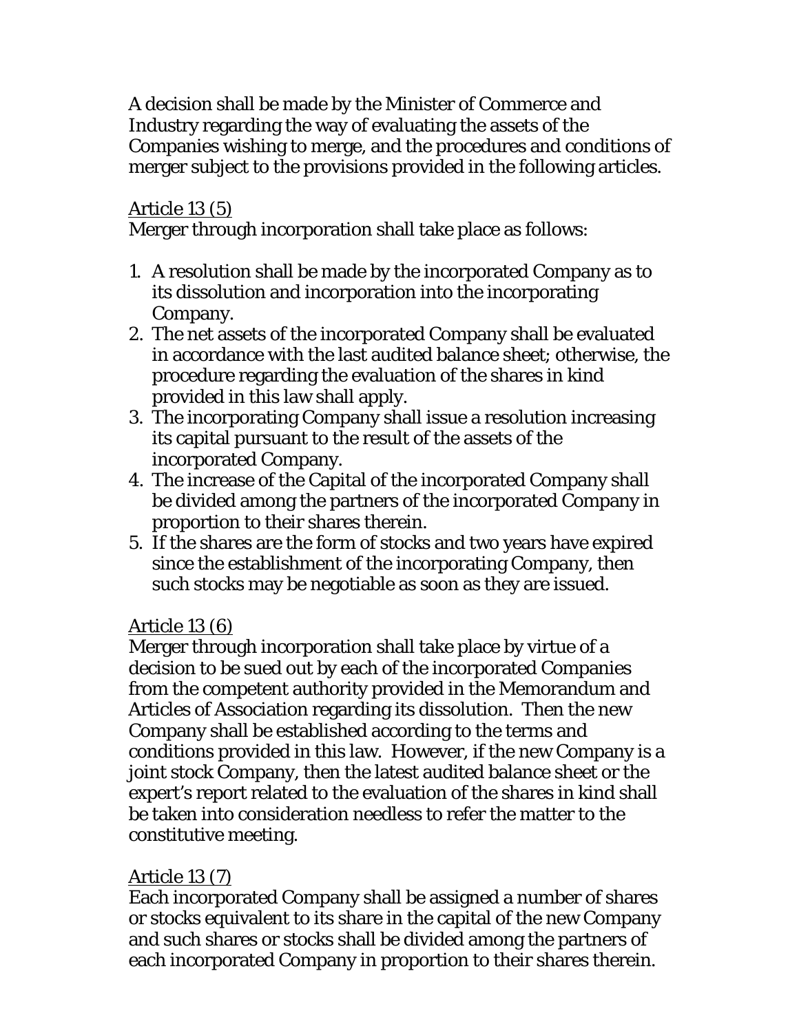A decision shall be made by the Minister of Commerce and Industry regarding the way of evaluating the assets of the Companies wishing to merge, and the procedures and conditions of merger subject to the provisions provided in the following articles.

<u>Article 13 (5)</u>
Merger through incorporation shall take place as follows:

1. A resolution shall be made by the incorporated Company as to its dissolution and incorporation into the incorporating Company.
2. The net assets of the incorporated Company shall be evaluated in accordance with the last audited balance sheet; otherwise, the procedure regarding the evaluation of the shares in kind provided in this law shall apply.
3. The incorporating Company shall issue a resolution increasing its capital pursuant to the result of the assets of the incorporated Company.
4. The increase of the Capital of the incorporated Company shall be divided among the partners of the incorporated Company in proportion to their shares therein.
5. If the shares are the form of stocks and two years have expired since the establishment of the incorporating Company, then such stocks may be negotiable as soon as they are issued.

<u>Article 13 (6)</u>
Merger through incorporation shall take place by virtue of a decision to be sued out by each of the incorporated Companies from the competent authority provided in the Memorandum and Articles of Association regarding its dissolution. Then the new Company shall be established according to the terms and conditions provided in this law. However, if the new Company is a joint stock Company, then the latest audited balance sheet or the expert's report related to the evaluation of the shares in kind shall be taken into consideration needless to refer the matter to the constitutive meeting.

<u>Article 13 (7)</u>
Each incorporated Company shall be assigned a number of shares or stocks equivalent to its share in the capital of the new Company and such shares or stocks shall be divided among the partners of each incorporated Company in proportion to their shares therein.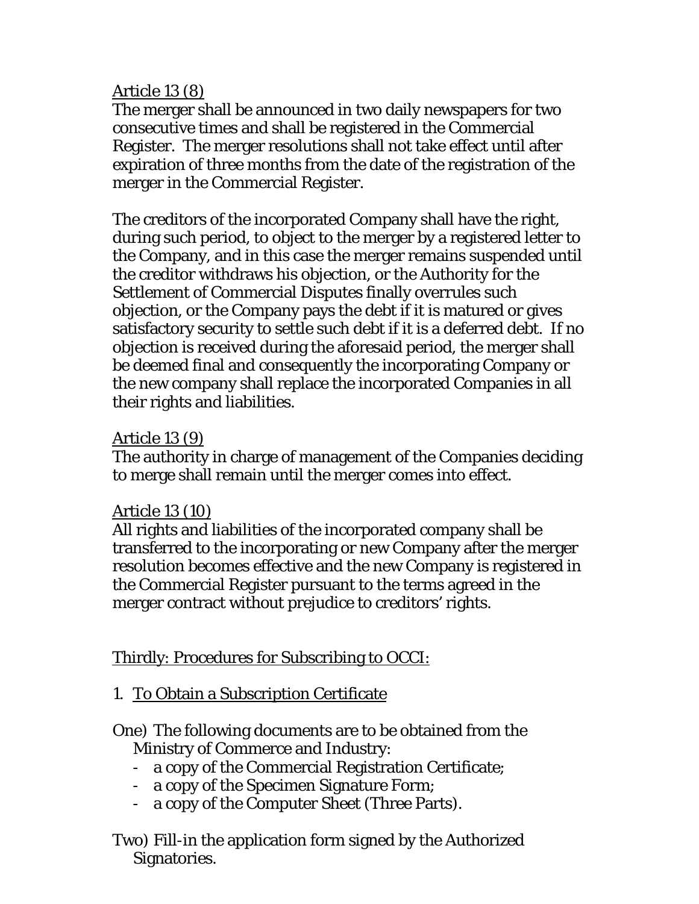Article 13 (8)

The merger shall be announced in two daily newspapers for two consecutive times and shall be registered in the Commercial Register. The merger resolutions shall not take effect until after expiration of three months from the date of the registration of the merger in the Commercial Register.

The creditors of the incorporated Company shall have the right, during such period, to object to the merger by a registered letter to the Company, and in this case the merger remains suspended until the creditor withdraws his objection, or the Authority for the Settlement of Commercial Disputes finally overrules such objection, or the Company pays the debt if it is matured or gives satisfactory security to settle such debt if it is a deferred debt. If no objection is received during the aforesaid period, the merger shall be deemed final and consequently the incorporating Company or the new company shall replace the incorporated Companies in all their rights and liabilities.

Article 13 (9)

The authority in charge of management of the Companies deciding to merge shall remain until the merger comes into effect.

Article 13 (10)

All rights and liabilities of the incorporated company shall be transferred to the incorporating or new Company after the merger resolution becomes effective and the new Company is registered in the Commercial Register pursuant to the terms agreed in the merger contract without prejudice to creditors' rights.

Thirdly: Procedures for Subscribing to OCCI:

1. To Obtain a Subscription Certificate

One) The following documents are to be obtained from the Ministry of Commerce and Industry:
- a copy of the Commercial Registration Certificate;
- a copy of the Specimen Signature Form;
- a copy of the Computer Sheet (Three Parts).

Two) Fill-in the application form signed by the Authorized Signatories.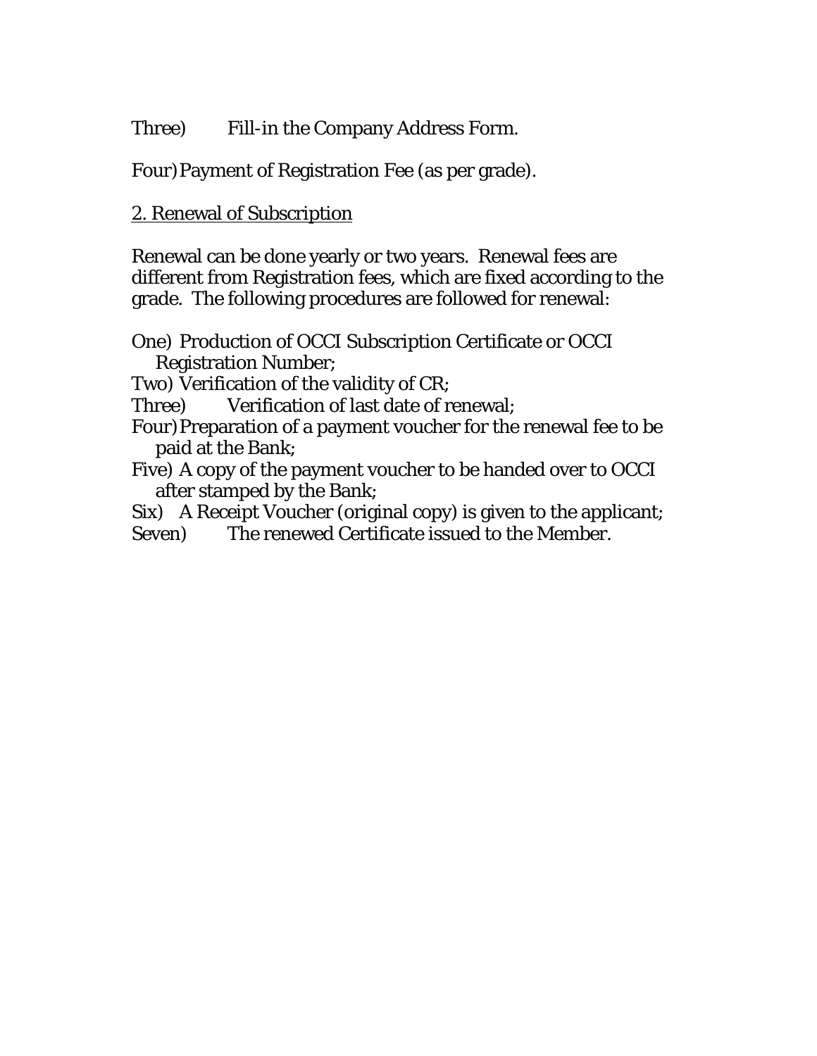Three) Fill-in the Company Address Form.

Four) Payment of Registration Fee (as per grade).

2. Renewal of Subscription

Renewal can be done yearly or two years. Renewal fees are different from Registration fees, which are fixed according to the grade. The following procedures are followed for renewal:

One) Production of OCCI Subscription Certificate or OCCI Registration Number;
Two) Verification of the validity of CR;
Three) Verification of last date of renewal;
Four) Preparation of a payment voucher for the renewal fee to be paid at the Bank;
Five) A copy of the payment voucher to be handed over to OCCI after stamped by the Bank;
Six) A Receipt Voucher (original copy) is given to the applicant;
Seven) The renewed Certificate issued to the Member.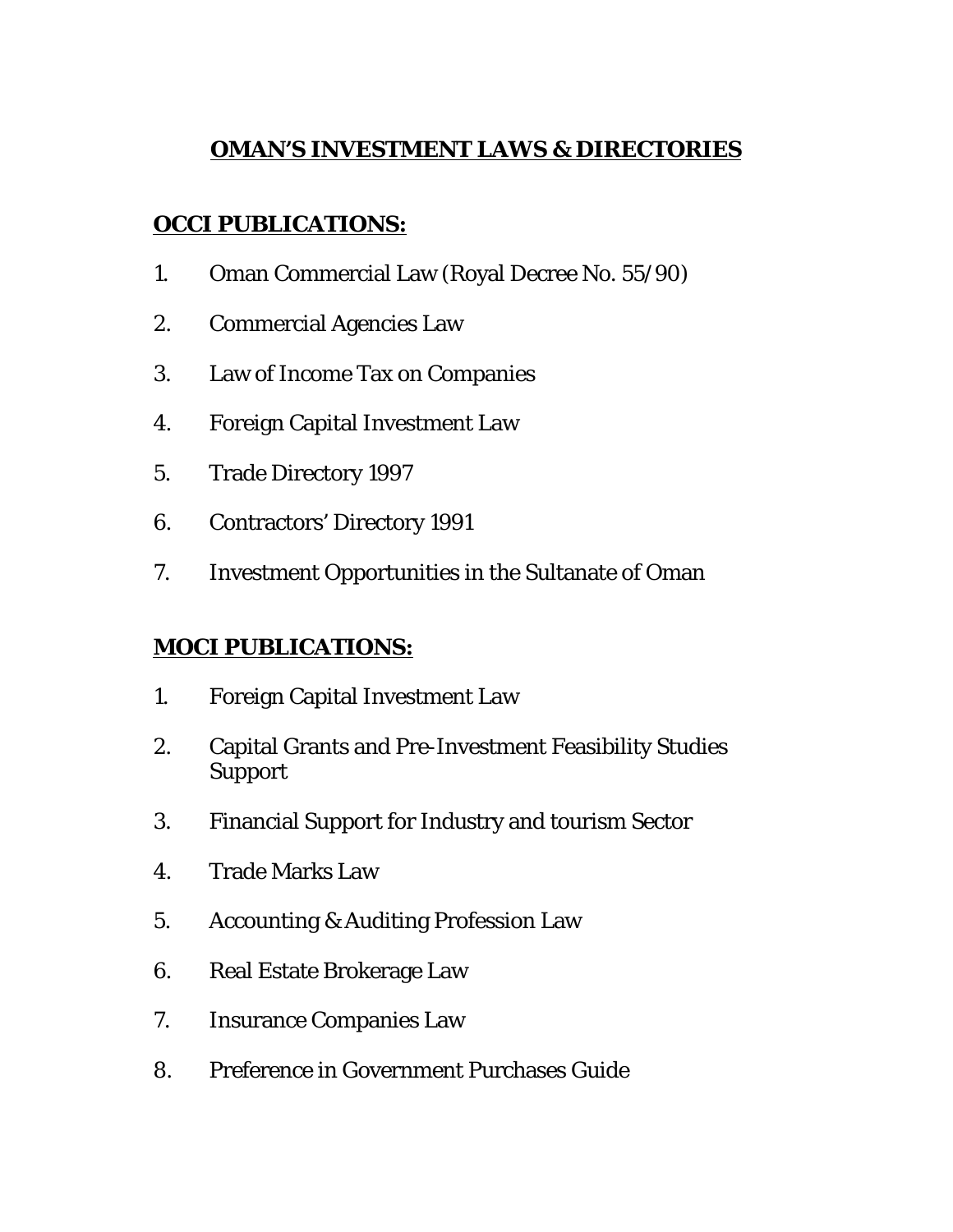# OMAN'S INVESTMENT LAWS & DIRECTORIES

## OCCI PUBLICATIONS:

1. Oman Commercial Law (Royal Decree No. 55/90)
2. Commercial Agencies Law
3. Law of Income Tax on Companies
4. Foreign Capital Investment Law
5. Trade Directory 1997
6. Contractors' Directory 1991
7. Investment Opportunities in the Sultanate of Oman

## MOCI PUBLICATIONS:

1. Foreign Capital Investment Law
2. Capital Grants and Pre-Investment Feasibility Studies Support
3. Financial Support for Industry and tourism Sector
4. Trade Marks Law
5. Accounting & Auditing Profession Law
6. Real Estate Brokerage Law
7. Insurance Companies Law
8. Preference in Government Purchases Guide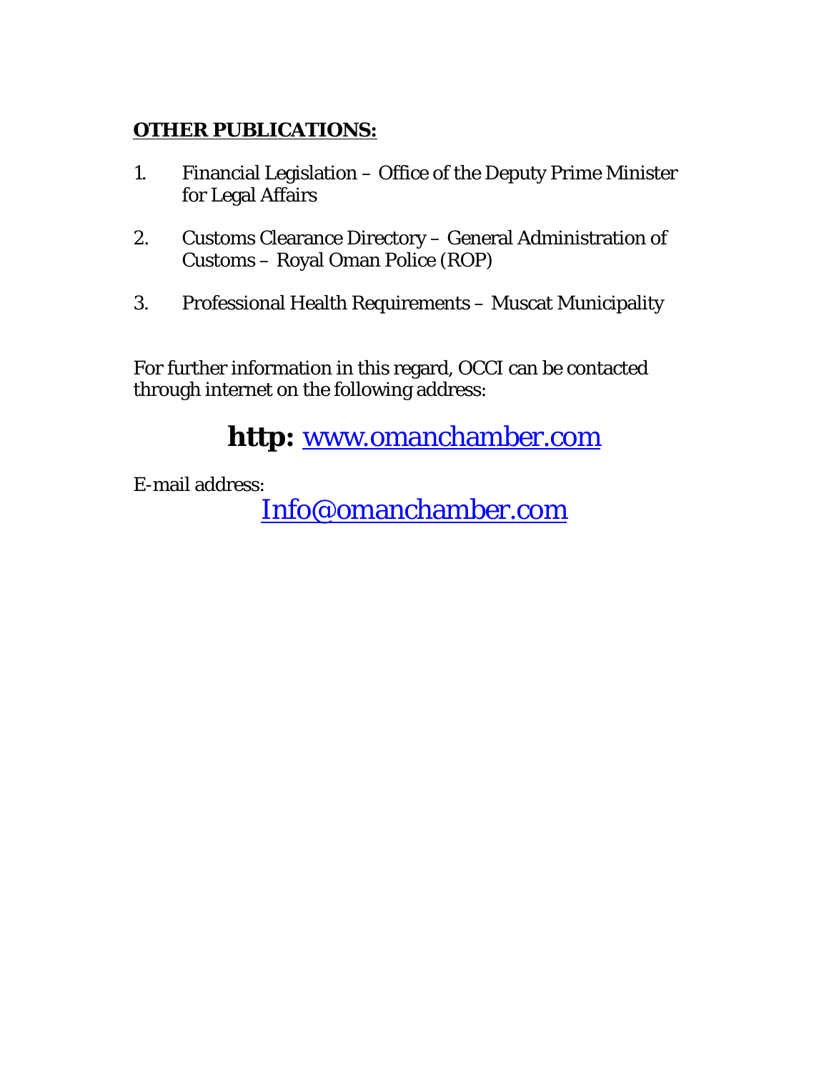**OTHER PUBLICATIONS:**

1. Financial Legislation – Office of the Deputy Prime Minister for Legal Affairs

2. Customs Clearance Directory – General Administration of Customs – Royal Oman Police (ROP)

3. Professional Health Requirements – Muscat Municipality

For further information in this regard, OCCI can be contacted through internet on the following address:

**http:** www.omanchamber.com

E-mail address:

Info@omanchamber.com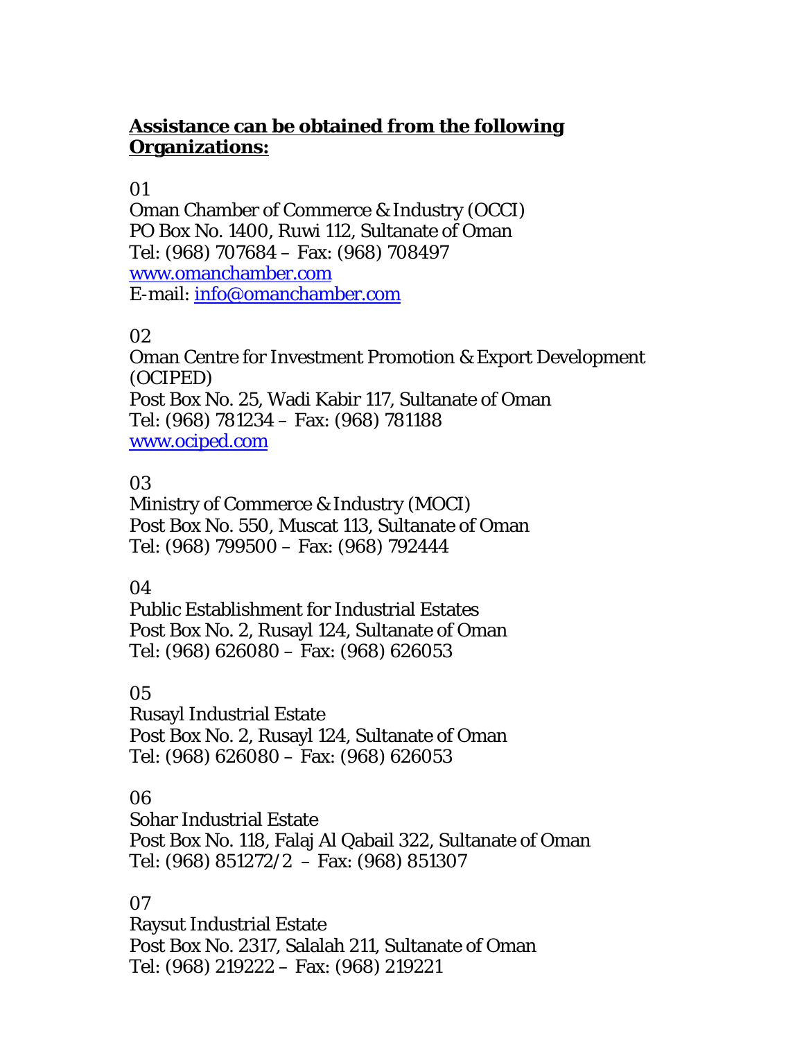**Assistance can be obtained from the following Organizations:**

01
Oman Chamber of Commerce & Industry (OCCI)
PO Box No. 1400, Ruwi 112, Sultanate of Oman
Tel: (968) 707684 – Fax: (968) 708497
www.omanchamber.com
E-mail: info@omanchamber.com

02
Oman Centre for Investment Promotion & Export Development (OCIPED)
Post Box No. 25, Wadi Kabir 117, Sultanate of Oman
Tel: (968) 781234 – Fax: (968) 781188
www.ociped.com

03
Ministry of Commerce & Industry (MOCI)
Post Box No. 550, Muscat 113, Sultanate of Oman
Tel: (968) 799500 – Fax: (968) 792444

04
Public Establishment for Industrial Estates
Post Box No. 2, Rusayl 124, Sultanate of Oman
Tel: (968) 626080 – Fax: (968) 626053

05
Rusayl Industrial Estate
Post Box No. 2, Rusayl 124, Sultanate of Oman
Tel: (968) 626080 – Fax: (968) 626053

06
Sohar Industrial Estate
Post Box No. 118, Falaj Al Qabail 322, Sultanate of Oman
Tel: (968) 851272/2 – Fax: (968) 851307

07
Raysut Industrial Estate
Post Box No. 2317, Salalah 211, Sultanate of Oman
Tel: (968) 219222 – Fax: (968) 219221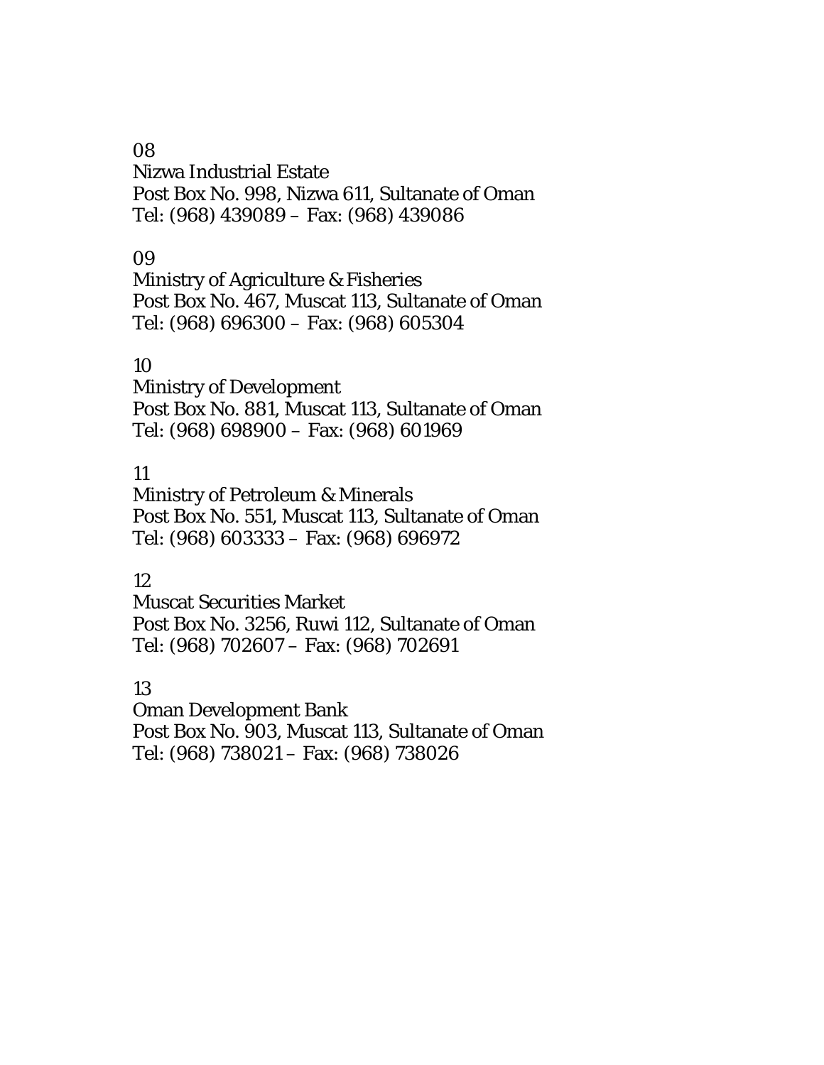08

Nizwa Industrial Estate

Post Box No. 998, Nizwa 611, Sultanate of Oman

Tel: (968) 439089 – Fax: (968) 439086

09

Ministry of Agriculture & Fisheries

Post Box No. 467, Muscat 113, Sultanate of Oman

Tel: (968) 696300 – Fax: (968) 605304

10

Ministry of Development

Post Box No. 881, Muscat 113, Sultanate of Oman

Tel: (968) 698900 – Fax: (968) 601969

11

Ministry of Petroleum & Minerals

Post Box No. 551, Muscat 113, Sultanate of Oman

Tel: (968) 603333 – Fax: (968) 696972

12

Muscat Securities Market

Post Box No. 3256, Ruwi 112, Sultanate of Oman

Tel: (968) 702607 – Fax: (968) 702691

13

Oman Development Bank

Post Box No. 903, Muscat 113, Sultanate of Oman

Tel: (968) 738021 – Fax: (968) 738026